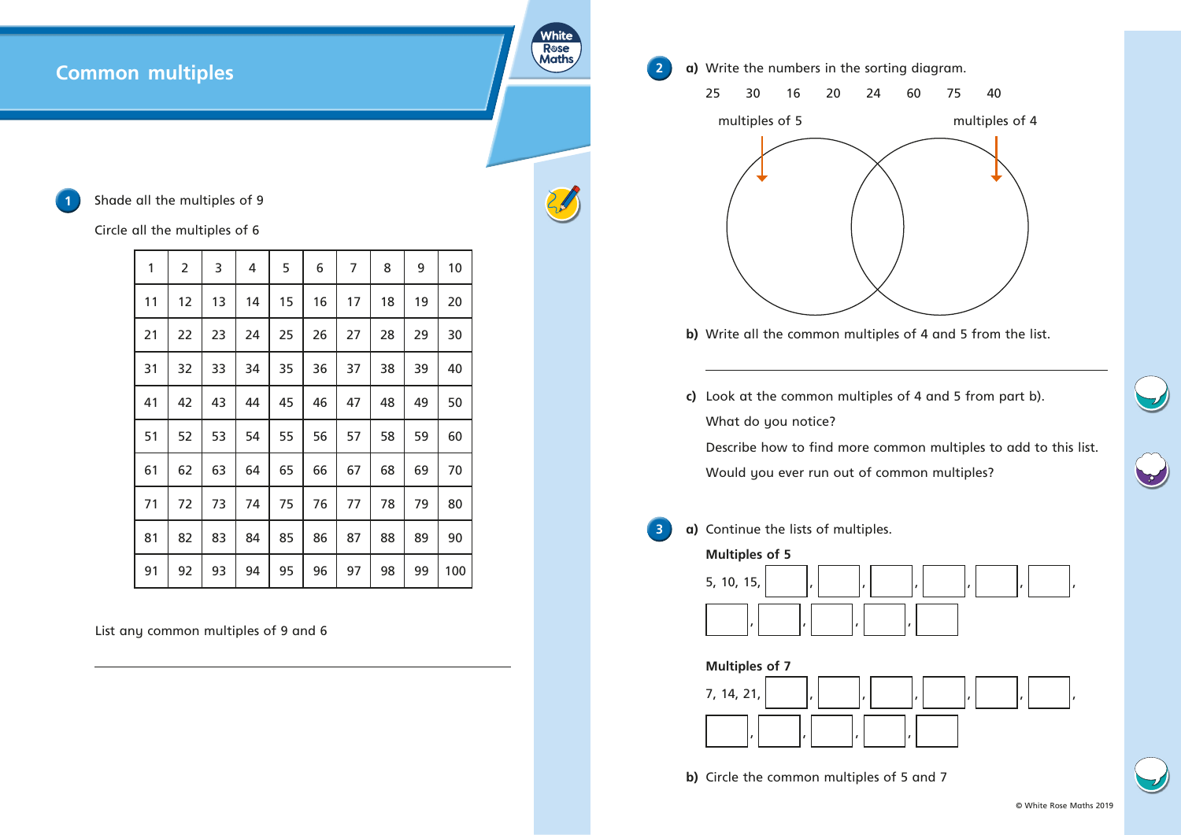# Common multiples

**1** Shade all the multiples of 9

Circle all the multiples of 6

| 1 | 2 | 3 | 4 | 5 | 6 | 7 | 8 | 9 | 10 |
|---|---|---|---|---|---|---|---|---|---|
| 11 | 12 | 13 | 14 | 15 | 16 | 17 | 18 | 19 | 20 |
| 21 | 22 | 23 | 24 | 25 | 26 | 27 | 28 | 29 | 30 |
| 31 | 32 | 33 | 34 | 35 | 36 | 37 | 38 | 39 | 40 |
| 41 | 42 | 43 | 44 | 45 | 46 | 47 | 48 | 49 | 50 |
| 51 | 52 | 53 | 54 | 55 | 56 | 57 | 58 | 59 | 60 |
| 61 | 62 | 63 | 64 | 65 | 66 | 67 | 68 | 69 | 70 |
| 71 | 72 | 73 | 74 | 75 | 76 | 77 | 78 | 79 | 80 |
| 81 | 82 | 83 | 84 | 85 | 86 | 87 | 88 | 89 | 90 |
| 91 | 92 | 93 | 94 | 95 | 96 | 97 | 98 | 99 | 100 |

List any common multiples of 9 and 6

_______________________________________________

**2** **a)** Write the numbers in the sorting diagram.

25 30 16 20 24 60 75 40

multiples of 5 — multiples of 4

**b)** Write all the common multiples of 4 and 5 from the list.

_______________________________________________

**c)** Look at the common multiples of 4 and 5 from part b).

What do you notice?

Describe how to find more common multiples to add to this list.

Would you ever run out of common multiples?

**3** **a)** Continue the lists of multiples.

**Multiples of 5**

5, 10, 15, ☐, ☐, ☐, ☐, ☐, ☐, ☐, ☐, ☐, ☐, ☐

**Multiples of 7**

7, 14, 21, ☐, ☐, ☐, ☐, ☐, ☐, ☐, ☐, ☐, ☐, ☐

**b)** Circle the common multiples of 5 and 7

© White Rose Maths 2019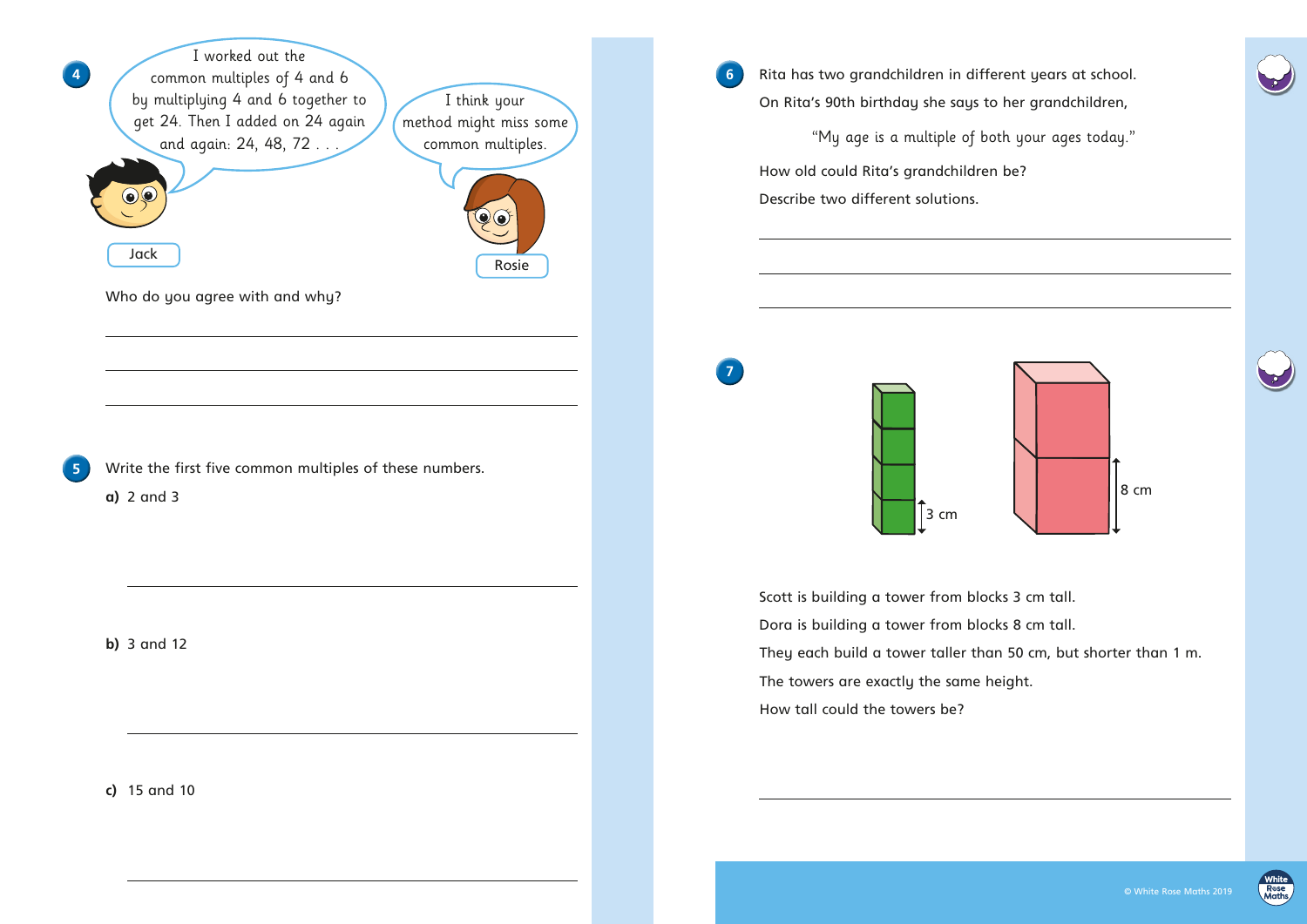**4**

Jack: I worked out the common multiples of 4 and 6 by multiplying 4 and 6 together to get 24. Then I added on 24 again and again: 24, 48, 72 . . .

Rosie: I think your method might miss some common multiples.

Who do you agree with and why?

**5** Write the first five common multiples of these numbers.

**a)** 2 and 3

**b)** 3 and 12

**c)** 15 and 10

**6** Rita has two grandchildren in different years at school.

On Rita's 90th birthday she says to her grandchildren,

"My age is a multiple of both your ages today."

How old could Rita's grandchildren be?

Describe two different solutions.

**7**

3 cm

8 cm

Scott is building a tower from blocks 3 cm tall.

Dora is building a tower from blocks 8 cm tall.

They each build a tower taller than 50 cm, but shorter than 1 m.

The towers are exactly the same height.

How tall could the towers be?